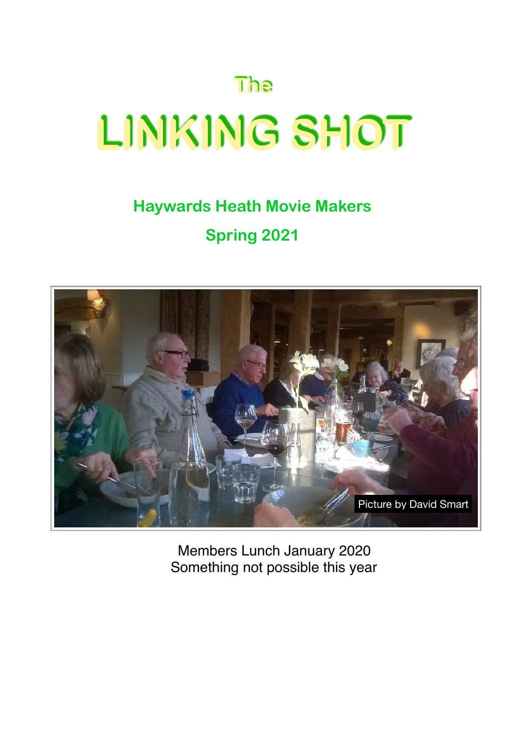# The LINKING SHOT

## Haywards Heath Movie Makers

## Spring 2021

Picture by David Smart

Members Lunch January 2020
Something not possible this year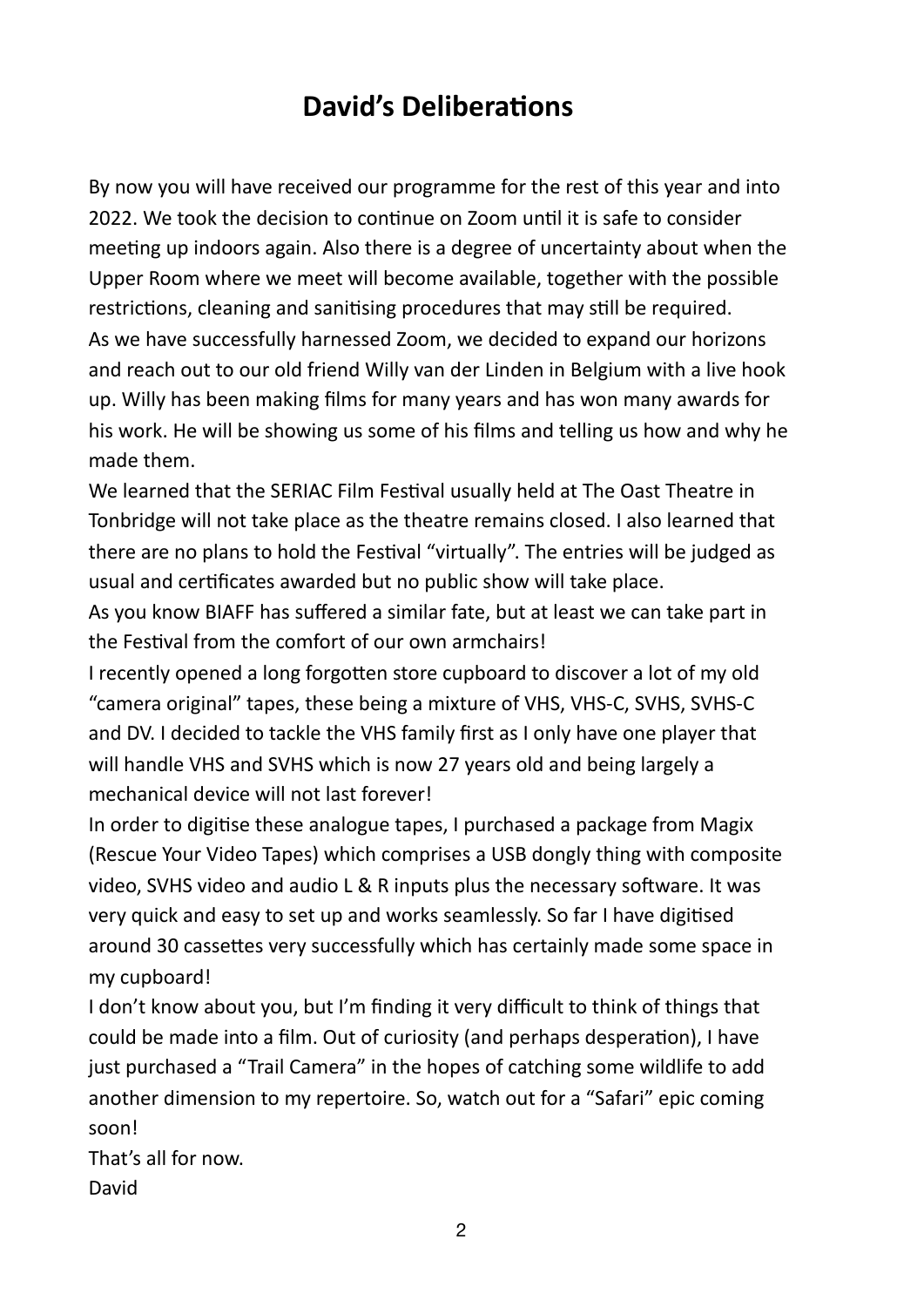# David's Deliberations

By now you will have received our programme for the rest of this year and into 2022. We took the decision to continue on Zoom until it is safe to consider meeting up indoors again. Also there is a degree of uncertainty about when the Upper Room where we meet will become available, together with the possible restrictions, cleaning and sanitising procedures that may still be required.

As we have successfully harnessed Zoom, we decided to expand our horizons and reach out to our old friend Willy van der Linden in Belgium with a live hook up. Willy has been making films for many years and has won many awards for his work. He will be showing us some of his films and telling us how and why he made them.

We learned that the SERIAC Film Festival usually held at The Oast Theatre in Tonbridge will not take place as the theatre remains closed. I also learned that there are no plans to hold the Festival "virtually". The entries will be judged as usual and certificates awarded but no public show will take place.

As you know BIAFF has suffered a similar fate, but at least we can take part in the Festival from the comfort of our own armchairs!

I recently opened a long forgotten store cupboard to discover a lot of my old "camera original" tapes, these being a mixture of VHS, VHS-C, SVHS, SVHS-C and DV. I decided to tackle the VHS family first as I only have one player that will handle VHS and SVHS which is now 27 years old and being largely a mechanical device will not last forever!

In order to digitise these analogue tapes, I purchased a package from Magix (Rescue Your Video Tapes) which comprises a USB dongly thing with composite video, SVHS video and audio L & R inputs plus the necessary software. It was very quick and easy to set up and works seamlessly. So far I have digitised around 30 cassettes very successfully which has certainly made some space in my cupboard!

I don't know about you, but I'm finding it very difficult to think of things that could be made into a film. Out of curiosity (and perhaps desperation), I have just purchased a "Trail Camera" in the hopes of catching some wildlife to add another dimension to my repertoire. So, watch out for a "Safari" epic coming soon!

That's all for now.

David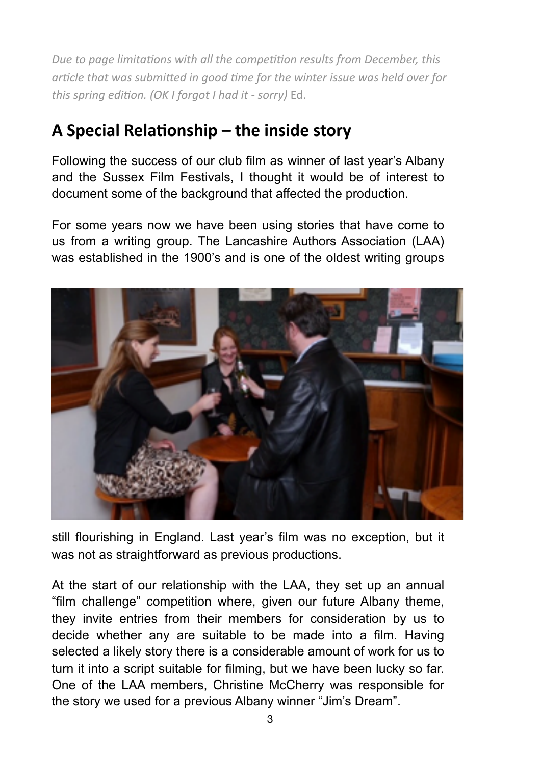*Due to page limitations with all the competition results from December, this article that was submitted in good time for the winter issue was held over for this spring edition. (OK I forgot I had it - sorry)* Ed.

## A Special Relationship – the inside story

Following the success of our club film as winner of last year's Albany and the Sussex Film Festivals, I thought it would be of interest to document some of the background that affected the production.

For some years now we have been using stories that have come to us from a writing group. The Lancashire Authors Association (LAA) was established in the 1900's and is one of the oldest writing groups still flourishing in England. Last year's film was no exception, but it was not as straightforward as previous productions.

At the start of our relationship with the LAA, they set up an annual "film challenge" competition where, given our future Albany theme, they invite entries from their members for consideration by us to decide whether any are suitable to be made into a film. Having selected a likely story there is a considerable amount of work for us to turn it into a script suitable for filming, but we have been lucky so far. One of the LAA members, Christine McCherry was responsible for the story we used for a previous Albany winner "Jim's Dream".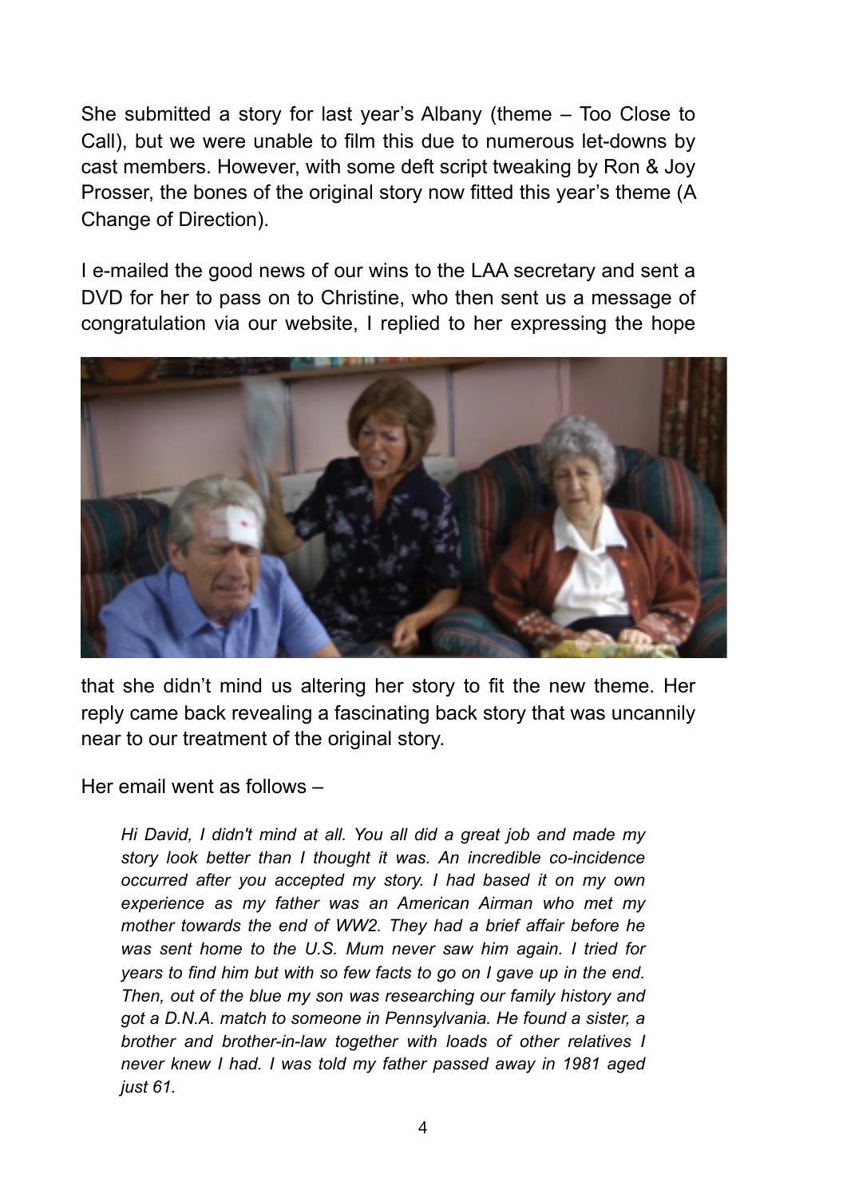She submitted a story for last year's Albany (theme – Too Close to Call), but we were unable to film this due to numerous let-downs by cast members. However, with some deft script tweaking by Ron & Joy Prosser, the bones of the original story now fitted this year's theme (A Change of Direction).

I e-mailed the good news of our wins to the LAA secretary and sent a DVD for her to pass on to Christine, who then sent us a message of congratulation via our website, I replied to her expressing the hope that she didn't mind us altering her story to fit the new theme. Her reply came back revealing a fascinating back story that was uncannily near to our treatment of the original story.

Her email went as follows –

> *Hi David, I didn't mind at all. You all did a great job and made my story look better than I thought it was. An incredible co-incidence occurred after you accepted my story. I had based it on my own experience as my father was an American Airman who met my mother towards the end of WW2. They had a brief affair before he was sent home to the U.S. Mum never saw him again. I tried for years to find him but with so few facts to go on I gave up in the end. Then, out of the blue my son was researching our family history and got a D.N.A. match to someone in Pennsylvania. He found a sister, a brother and brother-in-law together with loads of other relatives I never knew I had. I was told my father passed away in 1981 aged just 61.*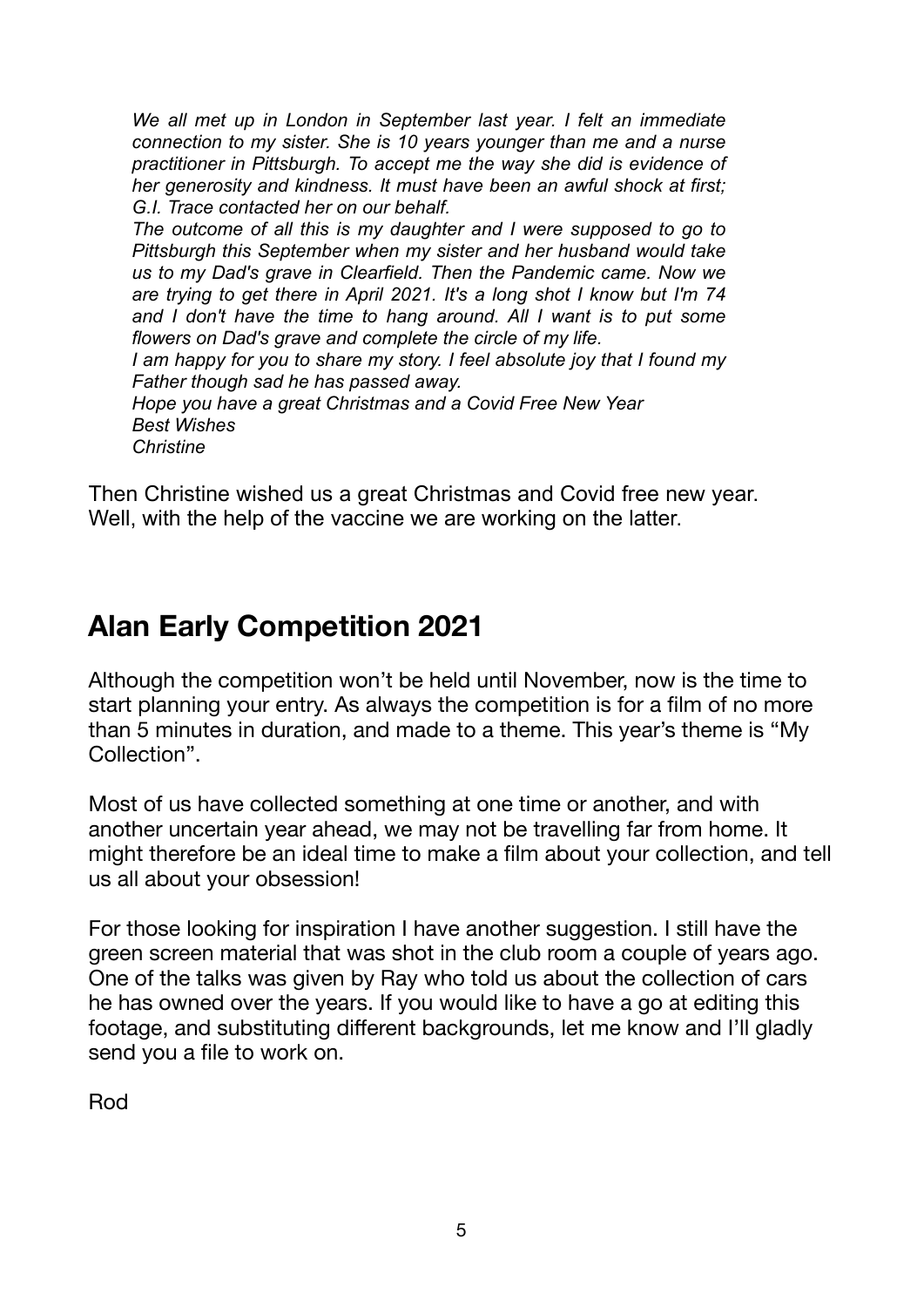*We all met up in London in September last year. I felt an immediate connection to my sister. She is 10 years younger than me and a nurse practitioner in Pittsburgh. To accept me the way she did is evidence of her generosity and kindness. It must have been an awful shock at first; G.I. Trace contacted her on our behalf.*
*The outcome of all this is my daughter and I were supposed to go to Pittsburgh this September when my sister and her husband would take us to my Dad's grave in Clearfield. Then the Pandemic came. Now we are trying to get there in April 2021. It's a long shot I know but I'm 74 and I don't have the time to hang around. All I want is to put some flowers on Dad's grave and complete the circle of my life.*
*I am happy for you to share my story. I feel absolute joy that I found my Father though sad he has passed away.*
*Hope you have a great Christmas and a Covid Free New Year*
*Best Wishes*
*Christine*

Then Christine wished us a great Christmas and Covid free new year. Well, with the help of the vaccine we are working on the latter.

## Alan Early Competition 2021

Although the competition won't be held until November, now is the time to start planning your entry. As always the competition is for a film of no more than 5 minutes in duration, and made to a theme. This year's theme is "My Collection".

Most of us have collected something at one time or another, and with another uncertain year ahead, we may not be travelling far from home. It might therefore be an ideal time to make a film about your collection, and tell us all about your obsession!

For those looking for inspiration I have another suggestion. I still have the green screen material that was shot in the club room a couple of years ago. One of the talks was given by Ray who told us about the collection of cars he has owned over the years. If you would like to have a go at editing this footage, and substituting different backgrounds, let me know and I'll gladly send you a file to work on.

Rod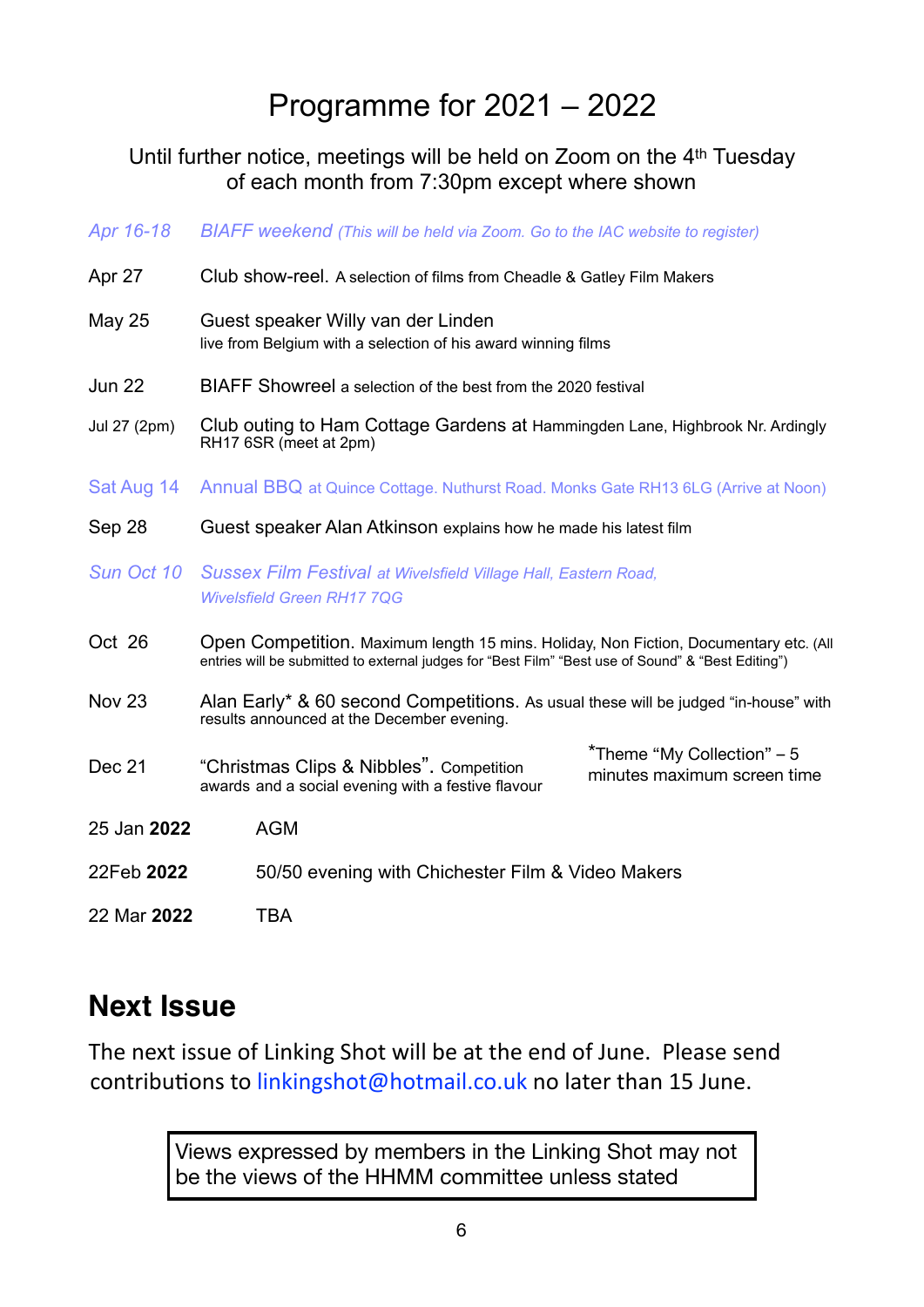# Programme for 2021 – 2022

Until further notice, meetings will be held on Zoom on the 4th Tuesday of each month from 7:30pm except where shown

| | |
|---|---|
| *Apr 16-18* | *BIAFF weekend (This will be held via Zoom. Go to the IAC website to register)* |
| Apr 27 | Club show-reel. A selection of films from Cheadle & Gatley Film Makers |
| May 25 | Guest speaker Willy van der Linden live from Belgium with a selection of his award winning films |
| Jun 22 | BIAFF Showreel a selection of the best from the 2020 festival |
| Jul 27 (2pm) | Club outing to Ham Cottage Gardens at Hammingden Lane, Highbrook Nr. Ardingly RH17 6SR (meet at 2pm) |
| Sat Aug 14 | Annual BBQ at Quince Cottage. Nuthurst Road. Monks Gate RH13 6LG (Arrive at Noon) |
| Sep 28 | Guest speaker Alan Atkinson explains how he made his latest film |
| *Sun Oct 10* | *Sussex Film Festival at Wivelsfield Village Hall, Eastern Road, Wivelsfield Green RH17 7QG* |
| Oct 26 | Open Competition. Maximum length 15 mins. Holiday, Non Fiction, Documentary etc. (All entries will be submitted to external judges for "Best Film" "Best use of Sound" & "Best Editing") |
| Nov 23 | Alan Early* & 60 second Competitions. As usual these will be judged "in-house" with results announced at the December evening. |
| Dec 21 | "Christmas Clips & Nibbles". Competition awards and a social evening with a festive flavour |
| 25 Jan **2022** | AGM |
| 22Feb **2022** | 50/50 evening with Chichester Film & Video Makers |
| 22 Mar **2022** | TBA |

*Theme "My Collection" – 5 minutes maximum screen time

## Next Issue

The next issue of Linking Shot will be at the end of June. Please send contributions to linkingshot@hotmail.co.uk no later than 15 June.

Views expressed by members in the Linking Shot may not be the views of the HHMM committee unless stated